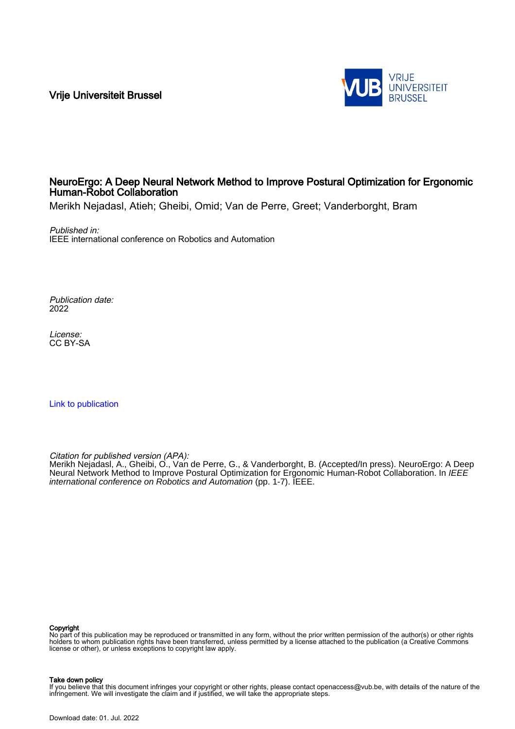Vrije Universiteit Brussel

# NeuroErgo: A Deep Neural Network Method to Improve Postural Optimization for Ergonomic Human-Robot Collaboration

Merikh Nejadasl, Atieh; Gheibi, Omid; Van de Perre, Greet; Vanderborght, Bram

*Published in:*
IEEE international conference on Robotics and Automation

*Publication date:*
2022

*License:*
CC BY-SA

Link to publication

*Citation for published version (APA):*
Merikh Nejadasl, A., Gheibi, O., Van de Perre, G., & Vanderborght, B. (Accepted/In press). NeuroErgo: A Deep Neural Network Method to Improve Postural Optimization for Ergonomic Human-Robot Collaboration. In *IEEE international conference on Robotics and Automation* (pp. 1-7). IEEE.

**Copyright**
No part of this publication may be reproduced or transmitted in any form, without the prior written permission of the author(s) or other rights holders to whom publication rights have been transferred, unless permitted by a license attached to the publication (a Creative Commons license or other), or unless exceptions to copyright law apply.

**Take down policy**
If you believe that this document infringes your copyright or other rights, please contact openaccess@vub.be, with details of the nature of the infringement. We will investigate the claim and if justified, we will take the appropriate steps.

Download date: 01. Jul. 2022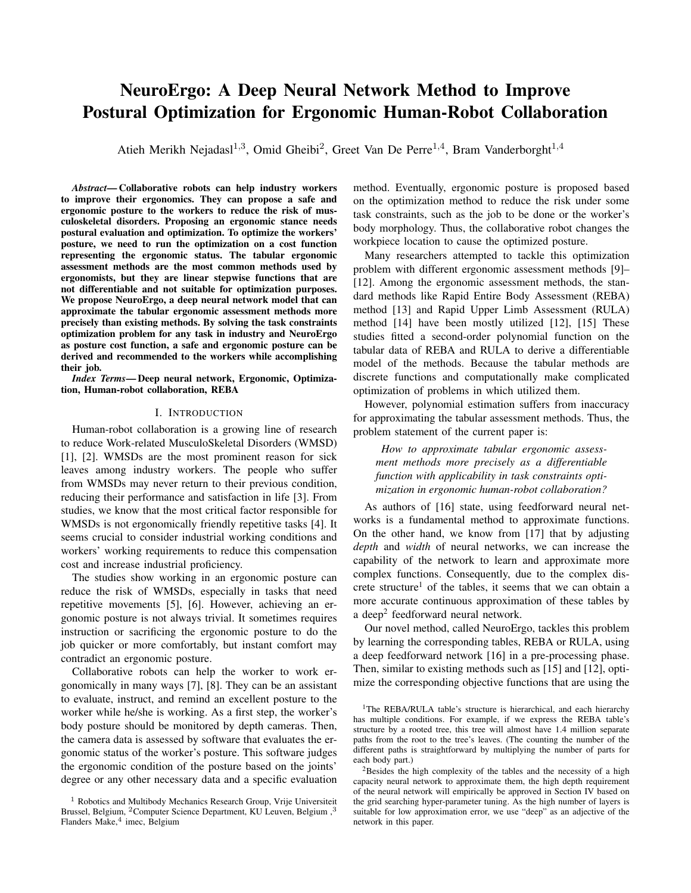# NeuroErgo: A Deep Neural Network Method to Improve Postural Optimization for Ergonomic Human-Robot Collaboration

Atieh Merikh Nejadasl[1,3], Omid Gheibi[2], Greet Van De Perre[1,4], Bram Vanderborght[1,4]

***Abstract*— Collaborative robots can help industry workers to improve their ergonomics. They can propose a safe and ergonomic posture to the workers to reduce the risk of musculoskeletal disorders. Proposing an ergonomic stance needs postural evaluation and optimization. To optimize the workers' posture, we need to run the optimization on a cost function representing the ergonomic status. The tabular ergonomic assessment methods are the most common methods used by ergonomists, but they are linear stepwise functions that are not differentiable and not suitable for optimization purposes. We propose NeuroErgo, a deep neural network model that can approximate the tabular ergonomic assessment methods more precisely than existing methods. By solving the task constraints optimization problem for any task in industry and NeuroErgo as posture cost function, a safe and ergonomic posture can be derived and recommended to the workers while accomplishing their job.**

***Index Terms*— Deep neural network, Ergonomic, Optimization, Human-robot collaboration, REBA**

## I. Introduction

Human-robot collaboration is a growing line of research to reduce Work-related MusculoSkeletal Disorders (WMSD) [1], [2]. WMSDs are the most prominent reason for sick leaves among industry workers. The people who suffer from WMSDs may never return to their previous condition, reducing their performance and satisfaction in life [3]. From studies, we know that the most critical factor responsible for WMSDs is not ergonomically friendly repetitive tasks [4]. It seems crucial to consider industrial working conditions and workers' working requirements to reduce this compensation cost and increase industrial proficiency.

The studies show working in an ergonomic posture can reduce the risk of WMSDs, especially in tasks that need repetitive movements [5], [6]. However, achieving an ergonomic posture is not always trivial. It sometimes requires instruction or sacrificing the ergonomic posture to do the job quicker or more comfortably, but instant comfort may contradict an ergonomic posture.

Collaborative robots can help the worker to work ergonomically in many ways [7], [8]. They can be an assistant to evaluate, instruct, and remind an excellent posture to the worker while he/she is working. As a first step, the worker's body posture should be monitored by depth cameras. Then, the camera data is assessed by software that evaluates the ergonomic status of the worker's posture. This software judges the ergonomic condition of the posture based on the joints' degree or any other necessary data and a specific evaluation method. Eventually, ergonomic posture is proposed based on the optimization method to reduce the risk under some task constraints, such as the job to be done or the worker's body morphology. Thus, the collaborative robot changes the workpiece location to cause the optimized posture.

Many researchers attempted to tackle this optimization problem with different ergonomic assessment methods [9]–[12]. Among the ergonomic assessment methods, the standard methods like Rapid Entire Body Assessment (REBA) method [13] and Rapid Upper Limb Assessment (RULA) method [14] have been mostly utilized [12], [15] These studies fitted a second-order polynomial function on the tabular data of REBA and RULA to derive a differentiable model of the methods. Because the tabular methods are discrete functions and computationally make complicated optimization of problems in which utilized them.

However, polynomial estimation suffers from inaccuracy for approximating the tabular assessment methods. Thus, the problem statement of the current paper is:

> *How to approximate tabular ergonomic assessment methods more precisely as a differentiable function with applicability in task constraints optimization in ergonomic human-robot collaboration?*

As authors of [16] state, using feedforward neural networks is a fundamental method to approximate functions. On the other hand, we know from [17] that by adjusting *depth* and *width* of neural networks, we can increase the capability of the network to learn and approximate more complex functions. Consequently, due to the complex discrete structure[1] of the tables, it seems that we can obtain a more accurate continuous approximation of these tables by a deep[2] feedforward neural network.

Our novel method, called NeuroErgo, tackles this problem by learning the corresponding tables, REBA or RULA, using a deep feedforward network [16] in a pre-processing phase. Then, similar to existing methods such as [15] and [12], optimize the corresponding objective functions that are using the

---

[1] Robotics and Multibody Mechanics Research Group, Vrije Universiteit Brussel, Belgium, [2] Computer Science Department, KU Leuven, Belgium, [3] Flanders Make, [4] imec, Belgium

[1] The REBA/RULA table's structure is hierarchical, and each hierarchy has multiple conditions. For example, if we express the REBA table's structure by a rooted tree, this tree will almost have 1.4 million separate paths from the root to the tree's leaves. (The counting the number of the different paths is straightforward by multiplying the number of parts for each body part.)

[2] Besides the high complexity of the tables and the necessity of a high capacity neural network to approximate them, the high depth requirement of the neural network will empirically be approved in Section IV based on the grid searching hyper-parameter tuning. As the high number of layers is suitable for low approximation error, we use "deep" as an adjective of the network in this paper.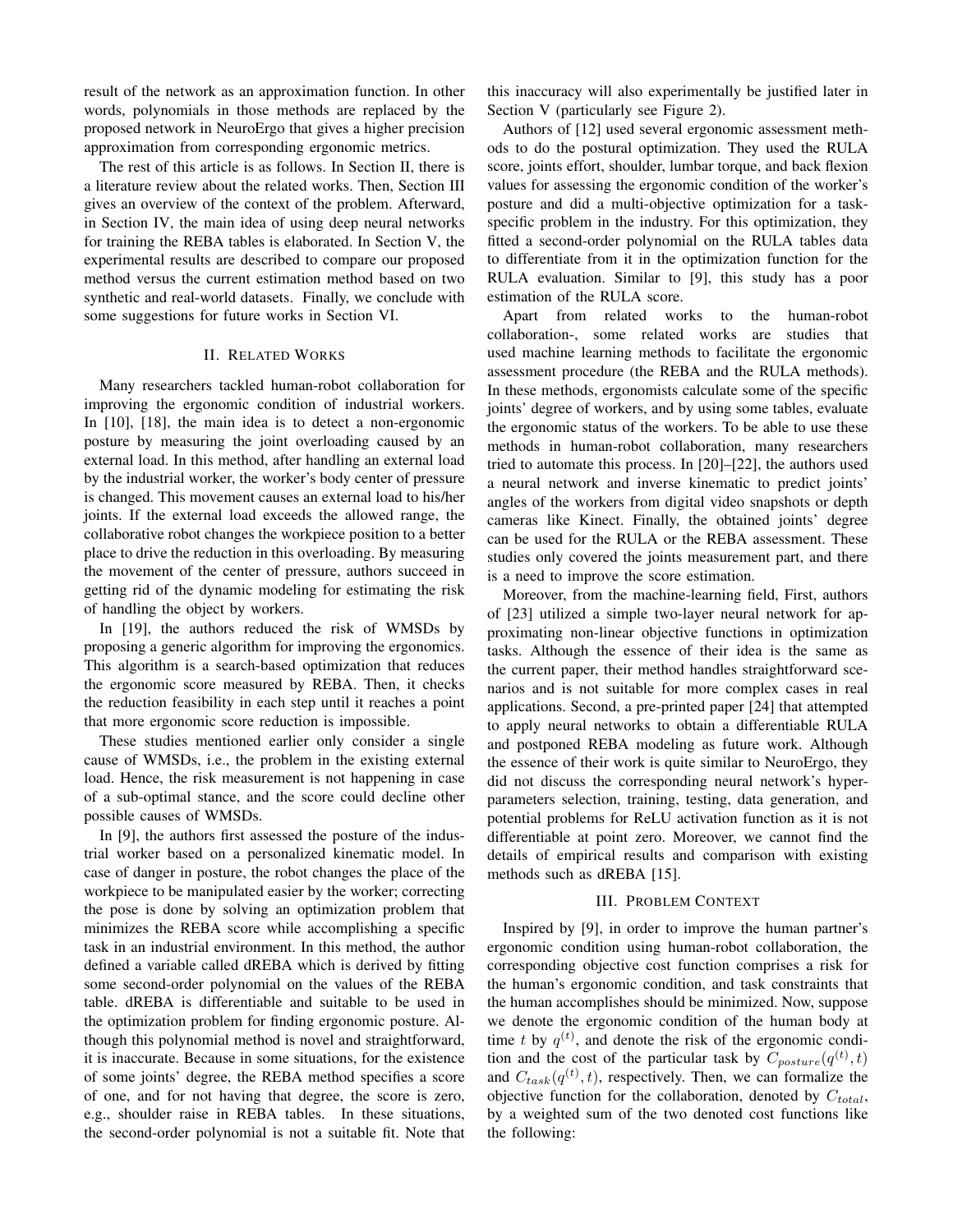result of the network as an approximation function. In other words, polynomials in those methods are replaced by the proposed network in NeuroErgo that gives a higher precision approximation from corresponding ergonomic metrics.

The rest of this article is as follows. In Section II, there is a literature review about the related works. Then, Section III gives an overview of the context of the problem. Afterward, in Section IV, the main idea of using deep neural networks for training the REBA tables is elaborated. In Section V, the experimental results are described to compare our proposed method versus the current estimation method based on two synthetic and real-world datasets. Finally, we conclude with some suggestions for future works in Section VI.

## II. Related Works

Many researchers tackled human-robot collaboration for improving the ergonomic condition of industrial workers. In [10], [18], the main idea is to detect a non-ergonomic posture by measuring the joint overloading caused by an external load. In this method, after handling an external load by the industrial worker, the worker's body center of pressure is changed. This movement causes an external load to his/her joints. If the external load exceeds the allowed range, the collaborative robot changes the workpiece position to a better place to drive the reduction in this overloading. By measuring the movement of the center of pressure, authors succeed in getting rid of the dynamic modeling for estimating the risk of handling the object by workers.

In [19], the authors reduced the risk of WMSDs by proposing a generic algorithm for improving the ergonomics. This algorithm is a search-based optimization that reduces the ergonomic score measured by REBA. Then, it checks the reduction feasibility in each step until it reaches a point that more ergonomic score reduction is impossible.

These studies mentioned earlier only consider a single cause of WMSDs, i.e., the problem in the existing external load. Hence, the risk measurement is not happening in case of a sub-optimal stance, and the score could decline other possible causes of WMSDs.

In [9], the authors first assessed the posture of the industrial worker based on a personalized kinematic model. In case of danger in posture, the robot changes the place of the workpiece to be manipulated easier by the worker; correcting the pose is done by solving an optimization problem that minimizes the REBA score while accomplishing a specific task in an industrial environment. In this method, the author defined a variable called dREBA which is derived by fitting some second-order polynomial on the values of the REBA table. dREBA is differentiable and suitable to be used in the optimization problem for finding ergonomic posture. Although this polynomial method is novel and straightforward, it is inaccurate. Because in some situations, for the existence of some joints' degree, the REBA method specifies a score of one, and for not having that degree, the score is zero, e.g., shoulder raise in REBA tables. In these situations, the second-order polynomial is not a suitable fit. Note that this inaccuracy will also experimentally be justified later in Section V (particularly see Figure 2).

Authors of [12] used several ergonomic assessment methods to do the postural optimization. They used the RULA score, joints effort, shoulder, lumbar torque, and back flexion values for assessing the ergonomic condition of the worker's posture and did a multi-objective optimization for a task-specific problem in the industry. For this optimization, they fitted a second-order polynomial on the RULA tables data to differentiate from it in the optimization function for the RULA evaluation. Similar to [9], this study has a poor estimation of the RULA score.

Apart from related works to the human-robot collaboration-, some related works are studies that used machine learning methods to facilitate the ergonomic assessment procedure (the REBA and the RULA methods). In these methods, ergonomists calculate some of the specific joints' degree of workers, and by using some tables, evaluate the ergonomic status of the workers. To be able to use these methods in human-robot collaboration, many researchers tried to automate this process. In [20]–[22], the authors used a neural network and inverse kinematic to predict joints' angles of the workers from digital video snapshots or depth cameras like Kinect. Finally, the obtained joints' degree can be used for the RULA or the REBA assessment. These studies only covered the joints measurement part, and there is a need to improve the score estimation.

Moreover, from the machine-learning field, First, authors of [23] utilized a simple two-layer neural network for approximating non-linear objective functions in optimization tasks. Although the essence of their idea is the same as the current paper, their method handles straightforward scenarios and is not suitable for more complex cases in real applications. Second, a pre-printed paper [24] that attempted to apply neural networks to obtain a differentiable RULA and postponed REBA modeling as future work. Although the essence of their work is quite similar to NeuroErgo, they did not discuss the corresponding neural network's hyperparameters selection, training, testing, data generation, and potential problems for ReLU activation function as it is not differentiable at point zero. Moreover, we cannot find the details of empirical results and comparison with existing methods such as dREBA [15].

## III. Problem Context

Inspired by [9], in order to improve the human partner's ergonomic condition using human-robot collaboration, the corresponding objective cost function comprises a risk for the human's ergonomic condition, and task constraints that the human accomplishes should be minimized. Now, suppose we denote the ergonomic condition of the human body at time $t$ by $q^{(t)}$, and denote the risk of the ergonomic condition and the cost of the particular task by $C_{posture}(q^{(t)}, t)$ and $C_{task}(q^{(t)}, t)$, respectively. Then, we can formalize the objective function for the collaboration, denoted by $C_{total}$, by a weighted sum of the two denoted cost functions like the following: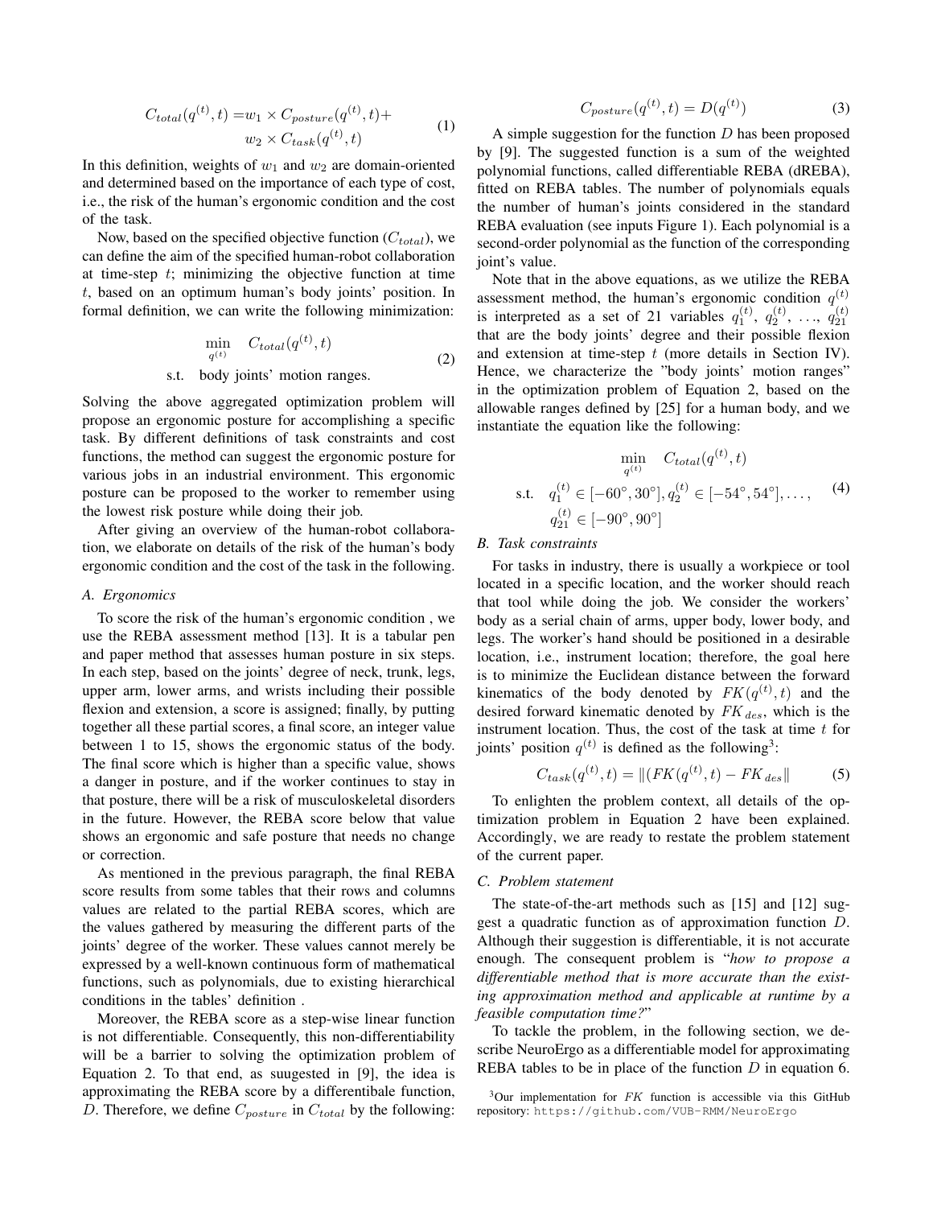$$
\begin{aligned}
C_{total}(q^{(t)}, t) = & w_1 \times C_{posture}(q^{(t)}, t) + \\
& w_2 \times C_{task}(q^{(t)}, t)
\end{aligned} \tag{1}
$$

In this definition, weights of $w_1$ and $w_2$ are domain-oriented and determined based on the importance of each type of cost, i.e., the risk of the human's ergonomic condition and the cost of the task.

Now, based on the specified objective function ($C_{total}$), we can define the aim of the specified human-robot collaboration at time-step $t$; minimizing the objective function at time $t$, based on an optimum human's body joints' position. In formal definition, we can write the following minimization:

$$
\begin{aligned}
\min_{q^{(t)}} \quad & C_{total}(q^{(t)}, t) \\
\text{s.t.} \quad & \text{body joints' motion ranges.}
\end{aligned} \tag{2}
$$

Solving the above aggregated optimization problem will propose an ergonomic posture for accomplishing a specific task. By different definitions of task constraints and cost functions, the method can suggest the ergonomic posture for various jobs in an industrial environment. This ergonomic posture can be proposed to the worker to remember using the lowest risk posture while doing their job.

After giving an overview of the human-robot collaboration, we elaborate on details of the risk of the human's body ergonomic condition and the cost of the task in the following.

### A. Ergonomics

To score the risk of the human's ergonomic condition , we use the REBA assessment method [13]. It is a tabular pen and paper method that assesses human posture in six steps. In each step, based on the joints' degree of neck, trunk, legs, upper arm, lower arms, and wrists including their possible flexion and extension, a score is assigned; finally, by putting together all these partial scores, a final score, an integer value between 1 to 15, shows the ergonomic status of the body. The final score which is higher than a specific value, shows a danger in posture, and if the worker continues to stay in that posture, there will be a risk of musculoskeletal disorders in the future. However, the REBA score below that value shows an ergonomic and safe posture that needs no change or correction.

As mentioned in the previous paragraph, the final REBA score results from some tables that their rows and columns values are related to the partial REBA scores, which are the values gathered by measuring the different parts of the joints' degree of the worker. These values cannot merely be expressed by a well-known continuous form of mathematical functions, such as polynomials, due to existing hierarchical conditions in the tables' definition .

Moreover, the REBA score as a step-wise linear function is not differentiable. Consequently, this non-differentiability will be a barrier to solving the optimization problem of Equation 2. To that end, as suugested in [9], the idea is approximating the REBA score by a differentibale function, $D$. Therefore, we define $C_{posture}$ in $C_{total}$ by the following:

$$
C_{posture}(q^{(t)}, t) = D(q^{(t)}) \tag{3}
$$

A simple suggestion for the function $D$ has been proposed by [9]. The suggested function is a sum of the weighted polynomial functions, called differentiable REBA (dREBA), fitted on REBA tables. The number of polynomials equals the number of human's joints considered in the standard REBA evaluation (see inputs Figure 1). Each polynomial is a second-order polynomial as the function of the corresponding joint's value.

Note that in the above equations, as we utilize the REBA assessment method, the human's ergonomic condition $q^{(t)}$ is interpreted as a set of 21 variables $q_1^{(t)}$, $q_2^{(t)}$, $\ldots$, $q_{21}^{(t)}$ that are the body joints' degree and their possible flexion and extension at time-step $t$ (more details in Section IV). Hence, we characterize the "body joints' motion ranges" in the optimization problem of Equation 2, based on the allowable ranges defined by [25] for a human body, and we instantiate the equation like the following:

$$
\begin{aligned}
\min_{q^{(t)}} \quad & C_{total}(q^{(t)}, t) \\
\text{s.t.} \quad & q_1^{(t)} \in [-60^\circ, 30^\circ], q_2^{(t)} \in [-54^\circ, 54^\circ], \ldots, \\
& q_{21}^{(t)} \in [-90^\circ, 90^\circ]
\end{aligned} \tag{4}
$$

### B. Task constraints

For tasks in industry, there is usually a workpiece or tool located in a specific location, and the worker should reach that tool while doing the job. We consider the workers' body as a serial chain of arms, upper body, lower body, and legs. The worker's hand should be positioned in a desirable location, i.e., instrument location; therefore, the goal here is to minimize the Euclidean distance between the forward kinematics of the body denoted by $FK(q^{(t)}, t)$ and the desired forward kinematic denoted by $FK_{des}$, which is the instrument location. Thus, the cost of the task at time $t$ for joints' position $q^{(t)}$ is defined as the following[3]:

$$
C_{task}(q^{(t)}, t) = \|(FK(q^{(t)}, t) - FK_{des}\| \tag{5}
$$

To enlighten the problem context, all details of the optimization problem in Equation 2 have been explained. Accordingly, we are ready to restate the problem statement of the current paper.

### C. Problem statement

The state-of-the-art methods such as [15] and [12] suggest a quadratic function as of approximation function $D$. Although their suggestion is differentiable, it is not accurate enough. The consequent problem is "*how to propose a differentiable method that is more accurate than the existing approximation method and applicable at runtime by a feasible computation time?*"

To tackle the problem, in the following section, we describe NeuroErgo as a differentiable model for approximating REBA tables to be in place of the function $D$ in equation 6.

[3]Our implementation for $FK$ function is accessible via this GitHub repository: `https://github.com/VUB-RMM/NeuroErgo`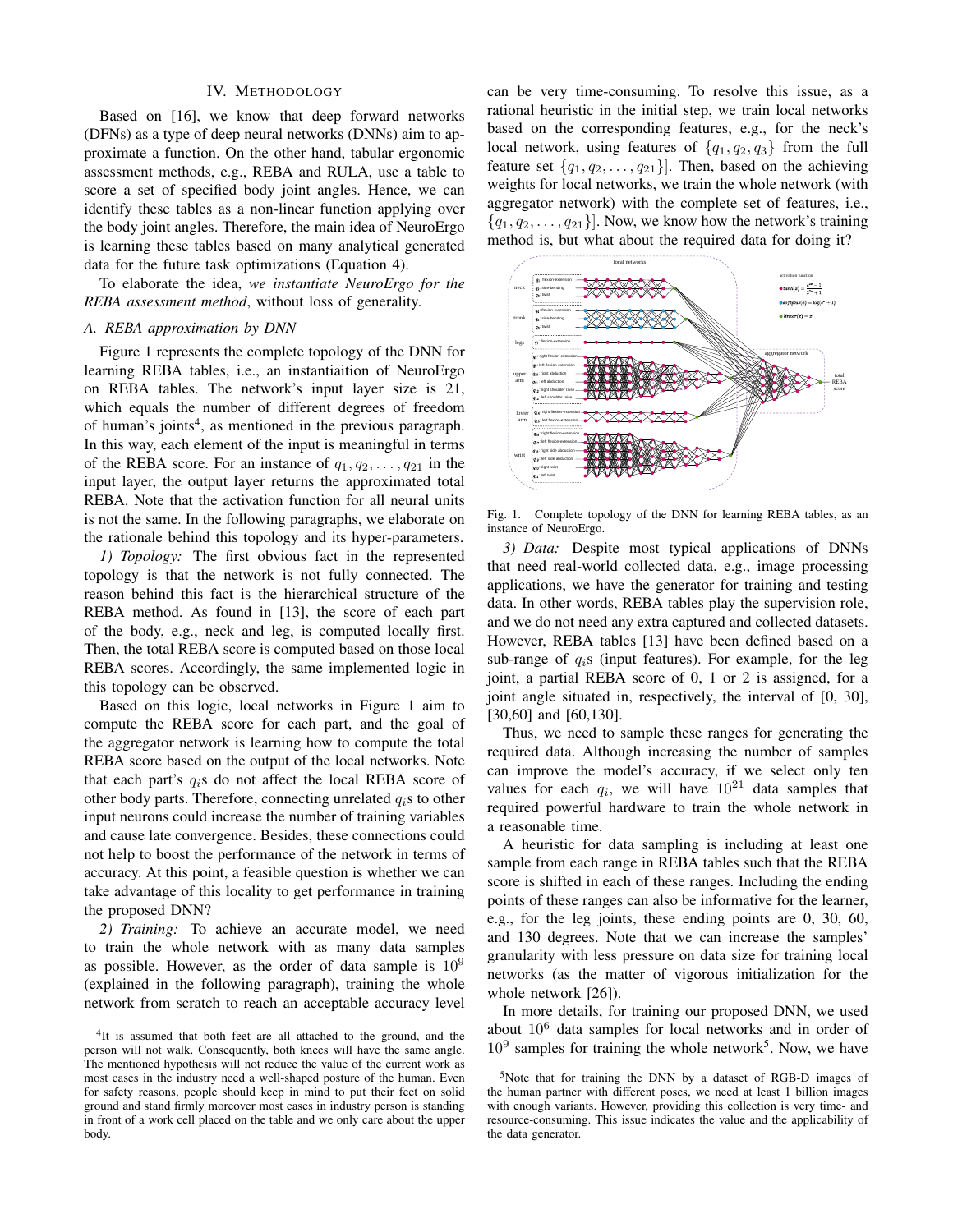## IV. Methodology

Based on [16], we know that deep forward networks (DFNs) as a type of deep neural networks (DNNs) aim to approximate a function. On the other hand, tabular ergonomic assessment methods, e.g., REBA and RULA, use a table to score a set of specified body joint angles. Hence, we can identify these tables as a non-linear function applying over the body joint angles. Therefore, the main idea of NeuroErgo is learning these tables based on many analytical generated data for the future task optimizations (Equation 4).

To elaborate the idea, *we instantiate NeuroErgo for the REBA assessment method*, without loss of generality.

### A. REBA approximation by DNN

Figure 1 represents the complete topology of the DNN for learning REBA tables, i.e., an instantiaition of NeuroErgo on REBA tables. The network's input layer size is 21, which equals the number of different degrees of freedom of human's joints[4], as mentioned in the previous paragraph. In this way, each element of the input is meaningful in terms of the REBA score. For an instance of $q_1, q_2, \ldots, q_{21}$ in the input layer, the output layer returns the approximated total REBA. Note that the activation function for all neural units is not the same. In the following paragraphs, we elaborate on the rationale behind this topology and its hyper-parameters.

*1) Topology:* The first obvious fact in the represented topology is that the network is not fully connected. The reason behind this fact is the hierarchical structure of the REBA method. As found in [13], the score of each part of the body, e.g., neck and leg, is computed locally first. Then, the total REBA score is computed based on those local REBA scores. Accordingly, the same implemented logic in this topology can be observed.

Based on this logic, local networks in Figure 1 aim to compute the REBA score for each part, and the goal of the aggregator network is learning how to compute the total REBA score based on the output of the local networks. Note that each part's $q_i$s do not affect the local REBA score of other body parts. Therefore, connecting unrelated $q_i$s to other input neurons could increase the number of training variables and cause late convergence. Besides, these connections could not help to boost the performance of the network in terms of accuracy. At this point, a feasible question is whether we can take advantage of this locality to get performance in training the proposed DNN?

*2) Training:* To achieve an accurate model, we need to train the whole network with as many data samples as possible. However, as the order of data sample is $10^9$ (explained in the following paragraph), training the whole network from scratch to reach an acceptable accuracy level can be very time-consuming. To resolve this issue, as a rational heuristic in the initial step, we train local networks based on the corresponding features, e.g., for the neck's local network, using features of $\{q_1, q_2, q_3\}$ from the full feature set $\{q_1, q_2, \ldots, q_{21}\}$]. Then, based on the achieving weights for local networks, we train the whole network (with aggregator network) with the complete set of features, i.e., $\{q_1, q_2, \ldots, q_{21}\}$]. Now, we know how the network's training method is, but what about the required data for doing it?

Fig. 1. Complete topology of the DNN for learning REBA tables, as an instance of NeuroErgo.

*3) Data:* Despite most typical applications of DNNs that need real-world collected data, e.g., image processing applications, we have the generator for training and testing data. In other words, REBA tables play the supervision role, and we do not need any extra captured and collected datasets. However, REBA tables [13] have been defined based on a sub-range of $q_i$s (input features). For example, for the leg joint, a partial REBA score of 0, 1 or 2 is assigned, for a joint angle situated in, respectively, the interval of [0, 30], [30,60] and [60,130].

Thus, we need to sample these ranges for generating the required data. Although increasing the number of samples can improve the model's accuracy, if we select only ten values for each $q_i$, we will have $10^{21}$ data samples that required powerful hardware to train the whole network in a reasonable time.

A heuristic for data sampling is including at least one sample from each range in REBA tables such that the REBA score is shifted in each of these ranges. Including the ending points of these ranges can also be informative for the learner, e.g., for the leg joints, these ending points are 0, 30, 60, and 130 degrees. Note that we can increase the samples' granularity with less pressure on data size for training local networks (as the matter of vigorous initialization for the whole network [26]).

In more details, for training our proposed DNN, we used about $10^6$ data samples for local networks and in order of $10^9$ samples for training the whole network[5]. Now, we have

[4] It is assumed that both feet are all attached to the ground, and the person will not walk. Consequently, both knees will have the same angle. The mentioned hypothesis will not reduce the value of the current work as most cases in the industry need a well-shaped posture of the human. Even for safety reasons, people should keep in mind to put their feet on solid ground and stand firmly moreover most cases in industry person is standing in front of a work cell placed on the table and we only care about the upper body.

[5] Note that for training the DNN by a dataset of RGB-D images of the human partner with different poses, we need at least 1 billion images with enough variants. However, providing this collection is very time- and resource-consuming. This issue indicates the value and the applicability of the data generator.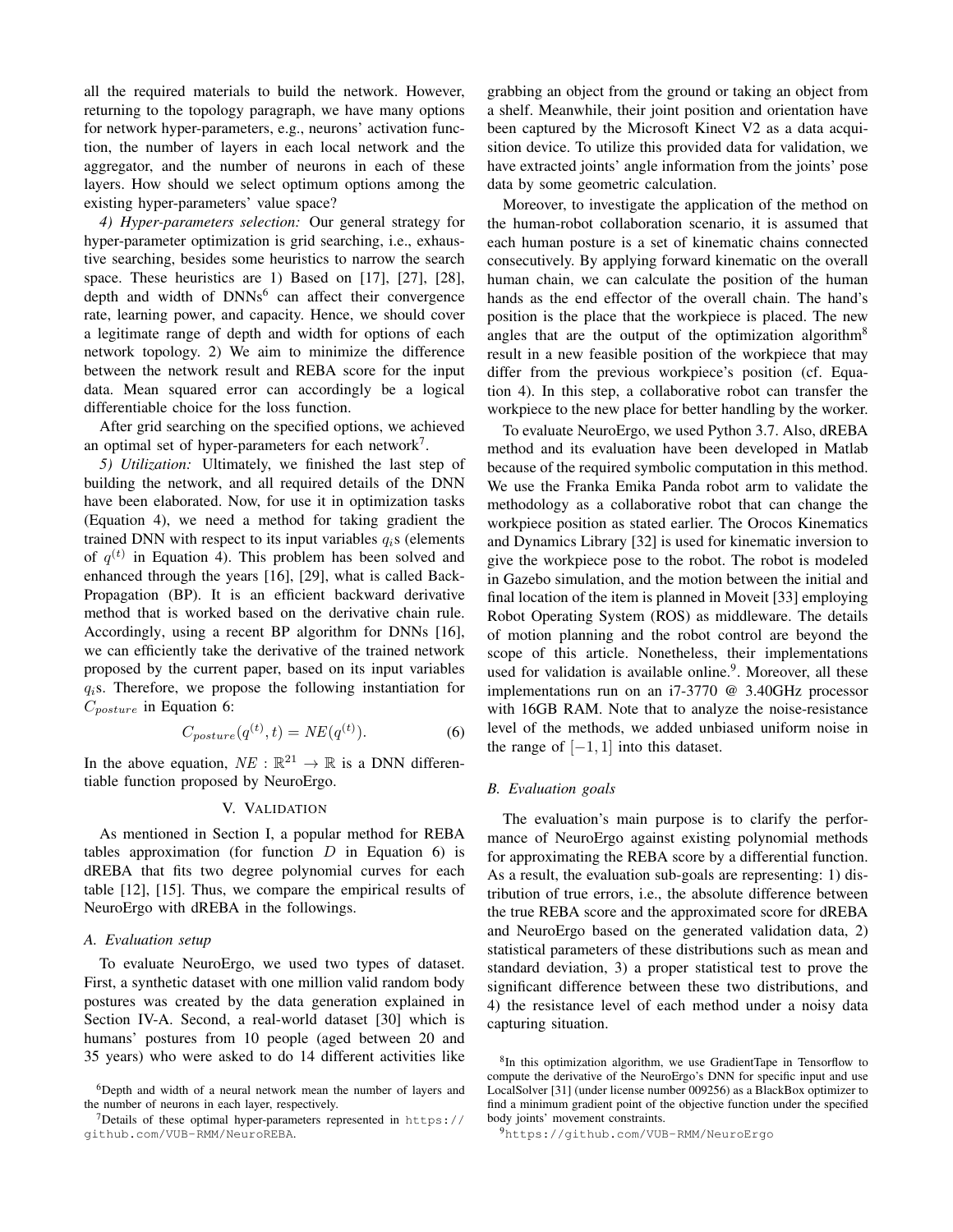all the required materials to build the network. However, returning to the topology paragraph, we have many options for network hyper-parameters, e.g., neurons' activation function, the number of layers in each local network and the aggregator, and the number of neurons in each of these layers. How should we select optimum options among the existing hyper-parameters' value space?

*4) Hyper-parameters selection:* Our general strategy for hyper-parameter optimization is grid searching, i.e., exhaustive searching, besides some heuristics to narrow the search space. These heuristics are 1) Based on [17], [27], [28], depth and width of DNNs[6] can affect their convergence rate, learning power, and capacity. Hence, we should cover a legitimate range of depth and width for options of each network topology. 2) We aim to minimize the difference between the network result and REBA score for the input data. Mean squared error can accordingly be a logical differentiable choice for the loss function.

After grid searching on the specified options, we achieved an optimal set of hyper-parameters for each network[7].

*5) Utilization:* Ultimately, we finished the last step of building the network, and all required details of the DNN have been elaborated. Now, for use it in optimization tasks (Equation 4), we need a method for taking gradient the trained DNN with respect to its input variables $q_i$s (elements of $q^{(t)}$ in Equation 4). This problem has been solved and enhanced through the years [16], [29], what is called Back-Propagation (BP). It is an efficient backward derivative method that is worked based on the derivative chain rule. Accordingly, using a recent BP algorithm for DNNs [16], we can efficiently take the derivative of the trained network proposed by the current paper, based on its input variables $q_i$s. Therefore, we propose the following instantiation for $C_{posture}$ in Equation 6:

$$C_{posture}(q^{(t)}, t) = NE(q^{(t)}). \tag{6}$$

In the above equation, $NE : \mathbb{R}^{21} \rightarrow \mathbb{R}$ is a DNN differentiable function proposed by NeuroErgo.

## V. Validation

As mentioned in Section I, a popular method for REBA tables approximation (for function $D$ in Equation 6) is dREBA that fits two degree polynomial curves for each table [12], [15]. Thus, we compare the empirical results of NeuroErgo with dREBA in the followings.

### A. Evaluation setup

To evaluate NeuroErgo, we used two types of dataset. First, a synthetic dataset with one million valid random body postures was created by the data generation explained in Section IV-A. Second, a real-world dataset [30] which is humans' postures from 10 people (aged between 20 and 35 years) who were asked to do 14 different activities like grabbing an object from the ground or taking an object from a shelf. Meanwhile, their joint position and orientation have been captured by the Microsoft Kinect V2 as a data acquisition device. To utilize this provided data for validation, we have extracted joints' angle information from the joints' pose data by some geometric calculation.

Moreover, to investigate the application of the method on the human-robot collaboration scenario, it is assumed that each human posture is a set of kinematic chains connected consecutively. By applying forward kinematic on the overall human chain, we can calculate the position of the human hands as the end effector of the overall chain. The hand's position is the place that the workpiece is placed. The new angles that are the output of the optimization algorithm[8] result in a new feasible position of the workpiece that may differ from the previous workpiece's position (cf. Equation 4). In this step, a collaborative robot can transfer the workpiece to the new place for better handling by the worker.

To evaluate NeuroErgo, we used Python 3.7. Also, dREBA method and its evaluation have been developed in Matlab because of the required symbolic computation in this method. We use the Franka Emika Panda robot arm to validate the methodology as a collaborative robot that can change the workpiece position as stated earlier. The Orocos Kinematics and Dynamics Library [32] is used for kinematic inversion to give the workpiece pose to the robot. The robot is modeled in Gazebo simulation, and the motion between the initial and final location of the item is planned in Moveit [33] employing Robot Operating System (ROS) as middleware. The details of motion planning and the robot control are beyond the scope of this article. Nonetheless, their implementations used for validation is available online.[9]. Moreover, all these implementations run on an i7-3770 @ 3.40GHz processor with 16GB RAM. Note that to analyze the noise-resistance level of the methods, we added unbiased uniform noise in the range of $[-1, 1]$ into this dataset.

### B. Evaluation goals

The evaluation's main purpose is to clarify the performance of NeuroErgo against existing polynomial methods for approximating the REBA score by a differential function. As a result, the evaluation sub-goals are representing: 1) distribution of true errors, i.e., the absolute difference between the true REBA score and the approximated score for dREBA and NeuroErgo based on the generated validation data, 2) statistical parameters of these distributions such as mean and standard deviation, 3) a proper statistical test to prove the significant difference between these two distributions, and 4) the resistance level of each method under a noisy data capturing situation.

---

[6] Depth and width of a neural network mean the number of layers and the number of neurons in each layer, respectively.

[7] Details of these optimal hyper-parameters represented in https://github.com/VUB-RMM/NeuroREBA.

[8] In this optimization algorithm, we use GradientTape in Tensorflow to compute the derivative of the NeuroErgo's DNN for specific input and use LocalSolver [31] (under license number 009256) as a BlackBox optimizer to find a minimum gradient point of the objective function under the specified body joints' movement constraints.

[9] https://github.com/VUB-RMM/NeuroErgo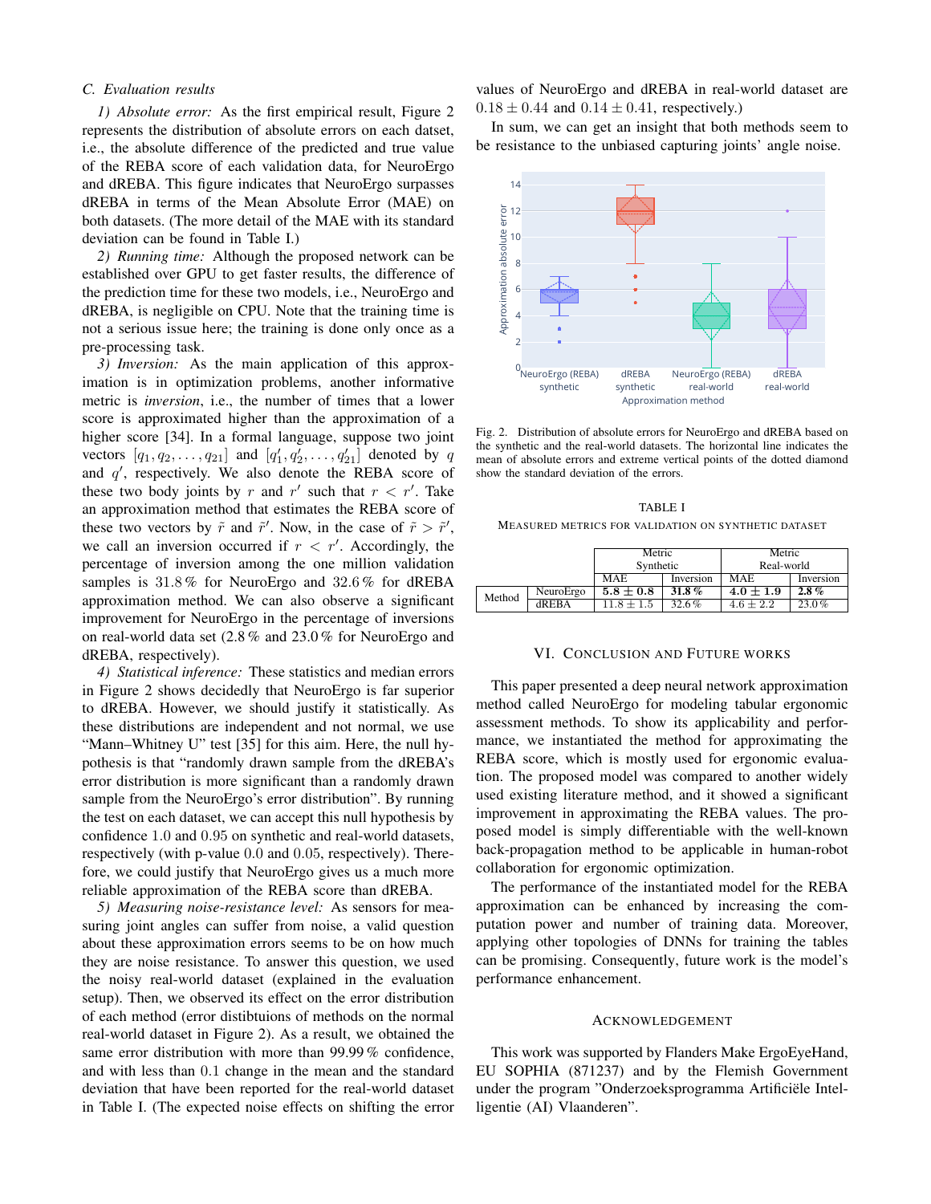### C. Evaluation results

*1) Absolute error:* As the first empirical result, Figure 2 represents the distribution of absolute errors on each datset, i.e., the absolute difference of the predicted and true value of the REBA score of each validation data, for NeuroErgo and dREBA. This figure indicates that NeuroErgo surpasses dREBA in terms of the Mean Absolute Error (MAE) on both datasets. (The more detail of the MAE with its standard deviation can be found in Table I.)

*2) Running time:* Although the proposed network can be established over GPU to get faster results, the difference of the prediction time for these two models, i.e., NeuroErgo and dREBA, is negligible on CPU. Note that the training time is not a serious issue here; the training is done only once as a pre-processing task.

*3) Inversion:* As the main application of this approximation is in optimization problems, another informative metric is *inversion*, i.e., the number of times that a lower score is approximated higher than the approximation of a higher score [34]. In a formal language, suppose two joint vectors $[q_1, q_2, \ldots, q_{21}]$ and $[q'_1, q'_2, \ldots, q'_{21}]$ denoted by $q$ and $q'$, respectively. We also denote the REBA score of these two body joints by $r$ and $r'$ such that $r < r'$. Take an approximation method that estimates the REBA score of these two vectors by $\tilde{r}$ and $\tilde{r}'$. Now, in the case of $\tilde{r} > \tilde{r}'$, we call an inversion occurred if $r < r'$. Accordingly, the percentage of inversion among the one million validation samples is 31.8 % for NeuroErgo and 32.6 % for dREBA approximation method. We can also observe a significant improvement for NeuroErgo in the percentage of inversions on real-world data set (2.8 % and 23.0 % for NeuroErgo and dREBA, respectively).

*4) Statistical inference:* These statistics and median errors in Figure 2 shows decidedly that NeuroErgo is far superior to dREBA. However, we should justify it statistically. As these distributions are independent and not normal, we use "Mann–Whitney U" test [35] for this aim. Here, the null hypothesis is that "randomly drawn sample from the dREBA's error distribution is more significant than a randomly drawn sample from the NeuroErgo's error distribution". By running the test on each dataset, we can accept this null hypothesis by confidence 1.0 and 0.95 on synthetic and real-world datasets, respectively (with p-value 0.0 and 0.05, respectively). Therefore, we could justify that NeuroErgo gives us a much more reliable approximation of the REBA score than dREBA.

*5) Measuring noise-resistance level:* As sensors for measuring joint angles can suffer from noise, a valid question about these approximation errors seems to be on how much they are noise resistance. To answer this question, we used the noisy real-world dataset (explained in the evaluation setup). Then, we observed its effect on the error distribution of each method (error distibtuions of methods on the normal real-world dataset in Figure 2). As a result, we obtained the same error distribution with more than 99.99 % confidence, and with less than 0.1 change in the mean and the standard deviation that have been reported for the real-world dataset in Table I. (The expected noise effects on shifting the error values of NeuroErgo and dREBA in real-world dataset are $0.18 \pm 0.44$ and $0.14 \pm 0.41$, respectively.)

In sum, we can get an insight that both methods seem to be resistance to the unbiased capturing joints' angle noise.

Fig. 2. Distribution of absolute errors for NeuroErgo and dREBA based on the synthetic and the real-world datasets. The horizontal line indicates the mean of absolute errors and extreme vertical points of the dotted diamond show the standard deviation of the errors.

TABLE I

MEASURED METRICS FOR VALIDATION ON SYNTHETIC DATASET

| | | Metric Synthetic | | Metric Real-world | |
|---|---|---|---|---|---|
| | | MAE | Inversion | MAE | Inversion |
| Method | NeuroErgo | **5.8 ± 0.8** | **31.8 %** | **4.0 ± 1.9** | **2.8 %** |
| | dREBA | 11.8 ± 1.5 | 32.6 % | 4.6 ± 2.2 | 23.0 % |

## VI. Conclusion and Future Works

This paper presented a deep neural network approximation method called NeuroErgo for modeling tabular ergonomic assessment methods. To show its applicability and performance, we instantiated the method for approximating the REBA score, which is mostly used for ergonomic evaluation. The proposed model was compared to another widely used existing literature method, and it showed a significant improvement in approximating the REBA values. The proposed model is simply differentiable with the well-known back-propagation method to be applicable in human-robot collaboration for ergonomic optimization.

The performance of the instantiated model for the REBA approximation can be enhanced by increasing the computation power and number of training data. Moreover, applying other topologies of DNNs for training the tables can be promising. Consequently, future work is the model's performance enhancement.

## Acknowledgement

This work was supported by Flanders Make ErgoEyeHand, EU SOPHIA (871237) and by the Flemish Government under the program "Onderzoeksprogramma Artificiële Intelligentie (AI) Vlaanderen".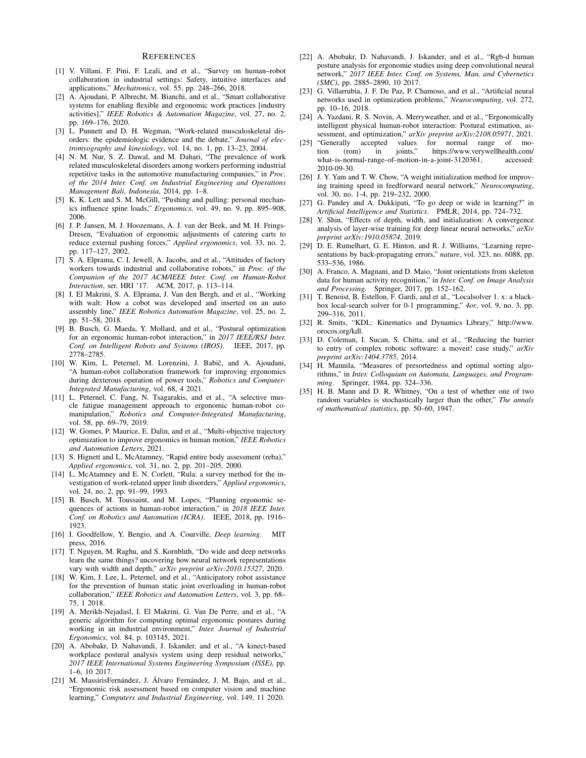## References

[1] V. Villani, F. Pini, F. Leali, and et al., "Survey on human–robot collaboration in industrial settings: Safety, intuitive interfaces and applications," *Mechatronics*, vol. 55, pp. 248–266, 2018.

[2] A. Ajoudani, P. Albrecht, M. Bianchi, and et al., "Smart collaborative systems for enabling flexible and ergonomic work practices [industry activities]," *IEEE Robotics & Automation Magazine*, vol. 27, no. 2, pp. 169–176, 2020.

[3] L. Punnett and D. H. Wegman, "Work-related musculoskeletal disorders: the epidemiologic evidence and the debate," *Journal of electromyography and kinesiology*, vol. 14, no. 1, pp. 13–23, 2004.

[4] N. M. Nur, S. Z. Dawal, and M. Dahari, "The prevalence of work related musculoskeletal disorders among workers performing industrial repetitive tasks in the automotive manufacturing companies," in *Proc. of the 2014 Inter. Conf. on Industrial Engineering and Operations Management Bali, Indonesia*, 2014, pp. 1–8.

[5] K. K. Lett and S. M. McGill, "Pushing and pulling: personal mechanics influence spine loads," *Ergonomics*, vol. 49, no. 9, pp. 895–908, 2006.

[6] J. P. Jansen, M. J. Hoozemans, A. J. van der Beek, and M. H. Frings-Dresen, "Evaluation of ergonomic adjustments of catering carts to reduce external pushing forces," *Applied ergonomics*, vol. 33, no. 2, pp. 117–127, 2002.

[7] S. A. Elprama, C. I. Jewell, A. Jacobs, and et al., "Attitudes of factory workers towards industrial and collaborative robots," in *Proc. of the Companion of the 2017 ACM/IEEE Inter. Conf. on Human-Robot Interaction*, ser. HRI '17. ACM, 2017, p. 113–114.

[8] I. El Makrini, S. A. Elprama, J. Van den Bergh, and et al., "Working with walt: How a cobot was developed and inserted on an auto assembly line," *IEEE Robotics Automation Magazine*, vol. 25, no. 2, pp. 51–58, 2018.

[9] B. Busch, G. Maeda, Y. Mollard, and et al., "Postural optimization for an ergonomic human-robot interaction," in *2017 IEEE/RSJ Inter. Conf. on Intelligent Robots and Systems (IROS)*. IEEE, 2017, pp. 2778–2785.

[10] W. Kim, L. Peternel, M. Lorenzini, J. Babič, and A. Ajoudani, "A human-robot collaboration framework for improving ergonomics during dexterous operation of power tools," *Robotics and Computer-Integrated Manufacturing*, vol. 68, 4 2021.

[11] L. Peternel, C. Fang, N. Tsagarakis, and et al., "A selective muscle fatigue management approach to ergonomic human-robot co-manipulation," *Robotics and Computer-Integrated Manufacturing*, vol. 58, pp. 69–79, 2019.

[12] W. Gomes, P. Maurice, E. Dalin, and et al., "Multi-objective trajectory optimization to improve ergonomics in human motion," *IEEE Robotics and Automation Letters*, 2021.

[13] S. Hignett and L. McAtamney, "Rapid entire body assessment (reba)," *Applied ergonomics*, vol. 31, no. 2, pp. 201–205, 2000.

[14] L. McAtamney and E. N. Corlett, "Rula: a survey method for the investigation of work-related upper limb disorders," *Applied ergonomics*, vol. 24, no. 2, pp. 91–99, 1993.

[15] B. Busch, M. Toussaint, and M. Lopes, "Planning ergonomic sequences of actions in human-robot interaction," in *2018 IEEE Inter. Conf. on Robotics and Automation (ICRA)*. IEEE, 2018, pp. 1916–1923.

[16] I. Goodfellow, Y. Bengio, and A. Courville, *Deep learning*. MIT press, 2016.

[17] T. Nguyen, M. Raghu, and S. Kornblith, "Do wide and deep networks learn the same things? uncovering how neural network representations vary with width and depth," *arXiv preprint arXiv:2010.15327*, 2020.

[18] W. Kim, J. Lee, L. Peternel, and et al., "Anticipatory robot assistance for the prevention of human static joint overloading in human-robot collaboration," *IEEE Robotics and Automation Letters*, vol. 3, pp. 68–75, 1 2018.

[19] A. Merikh-Nejadasl, I. El Makrini, G. Van De Perre, and et al., "A generic algorithm for computing optimal ergonomic postures during working in an industrial environment," *Inter. Journal of Industrial Ergonomics*, vol. 84, p. 103145, 2021.

[20] A. Abobakr, D. Nahavandi, J. Iskander, and et al., "A kinect-based workplace postural analysis system using deep residual networks," *2017 IEEE International Systems Engineering Symposium (ISSE)*, pp. 1–6, 10 2017.

[21] M. MassirisFernández, J. Álvaro Fernández, J. M. Bajo, and et al., "Ergonomic risk assessment based on computer vision and machine learning," *Computers and Industrial Engineering*, vol. 149, 11 2020.

[22] A. Abobakr, D. Nahavandi, J. Iskander, and et al., "Rgb-d human posture analysis for ergonomie studies using deep convolutional neural network," *2017 IEEE Inter. Conf. on Systems, Man, and Cybernetics (SMC)*, pp. 2885–2890, 10 2017.

[23] G. Villarrubia, J. F. De Paz, P. Chamoso, and et al., "Artificial neural networks used in optimization problems," *Neurocomputing*, vol. 272, pp. 10–16, 2018.

[24] A. Yazdani, R. S. Novin, A. Merryweather, and et al., "Ergonomically intelligent physical human-robot interaction: Postural estimation, assessment, and optimization," *arXiv preprint arXiv:2108.05971*, 2021.

[25] "Generally accepted values for normal range of motion (rom) in joints," https://www.verywellhealth.com/what-is-normal-range-of-motion-in-a-joint-3120361, accessed: 2010-09-30.

[26] J. Y. Yam and T. W. Chow, "A weight initialization method for improving training speed in feedforward neural network," *Neurocomputing*, vol. 30, no. 1-4, pp. 219–232, 2000.

[27] G. Pandey and A. Dukkipati, "To go deep or wide in learning?" in *Artificial Intelligence and Statistics*. PMLR, 2014, pp. 724–732.

[28] Y. Shin, "Effects of depth, width, and initialization: A convergence analysis of layer-wise training for deep linear neural networks," *arXiv preprint arXiv:1910.05874*, 2019.

[29] D. E. Rumelhart, G. E. Hinton, and R. J. Williams, "Learning representations by back-propagating errors," *nature*, vol. 323, no. 6088, pp. 533–536, 1986.

[30] A. Franco, A. Magnani, and D. Maio, "Joint orientations from skeleton data for human activity recognition," in *Inter. Conf. on Image Analysis and Processing*. Springer, 2017, pp. 152–162.

[31] T. Benoist, B. Estellon, F. Gardi, and et al., "Localsolver 1. x: a black-box local-search solver for 0-1 programming," *4or*, vol. 9, no. 3, pp. 299–316, 2011.

[32] R. Smits, "KDL: Kinematics and Dynamics Library," http://www.orocos.org/kdl.

[33] D. Coleman, I. Sucan, S. Chitta, and et al., "Reducing the barrier to entry of complex robotic software: a moveit! case study," *arXiv preprint arXiv:1404.3785*, 2014.

[34] H. Mannila, "Measures of presortedness and optimal sorting algorithms," in *Inter. Colloquium on Automata, Languages, and Programming*. Springer, 1984, pp. 324–336.

[35] H. B. Mann and D. R. Whitney, "On a test of whether one of two random variables is stochastically larger than the other," *The annals of mathematical statistics*, pp. 50–60, 1947.